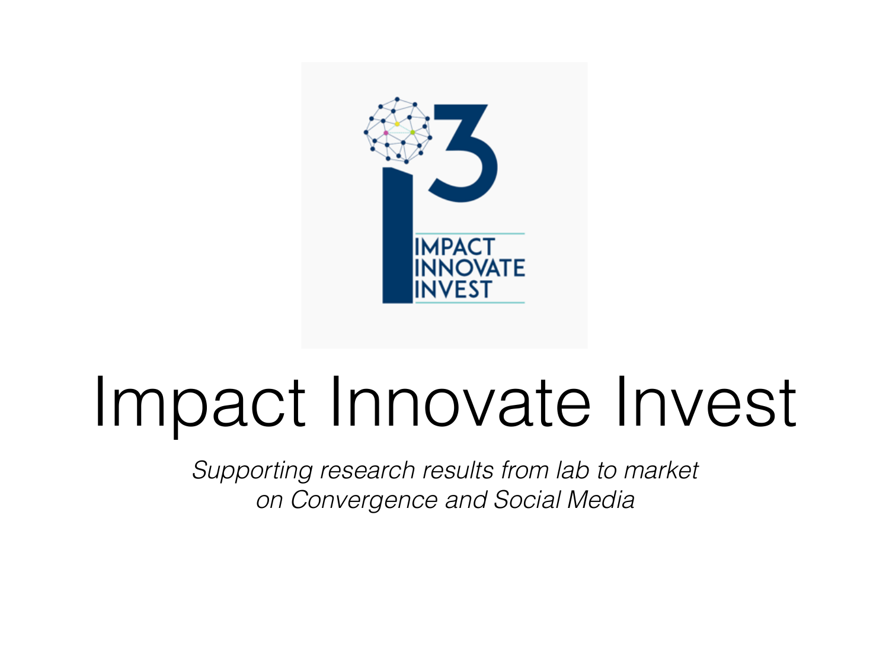# Impact Innovate Invest

*Supporting research results from lab to market on Convergence and Social Media*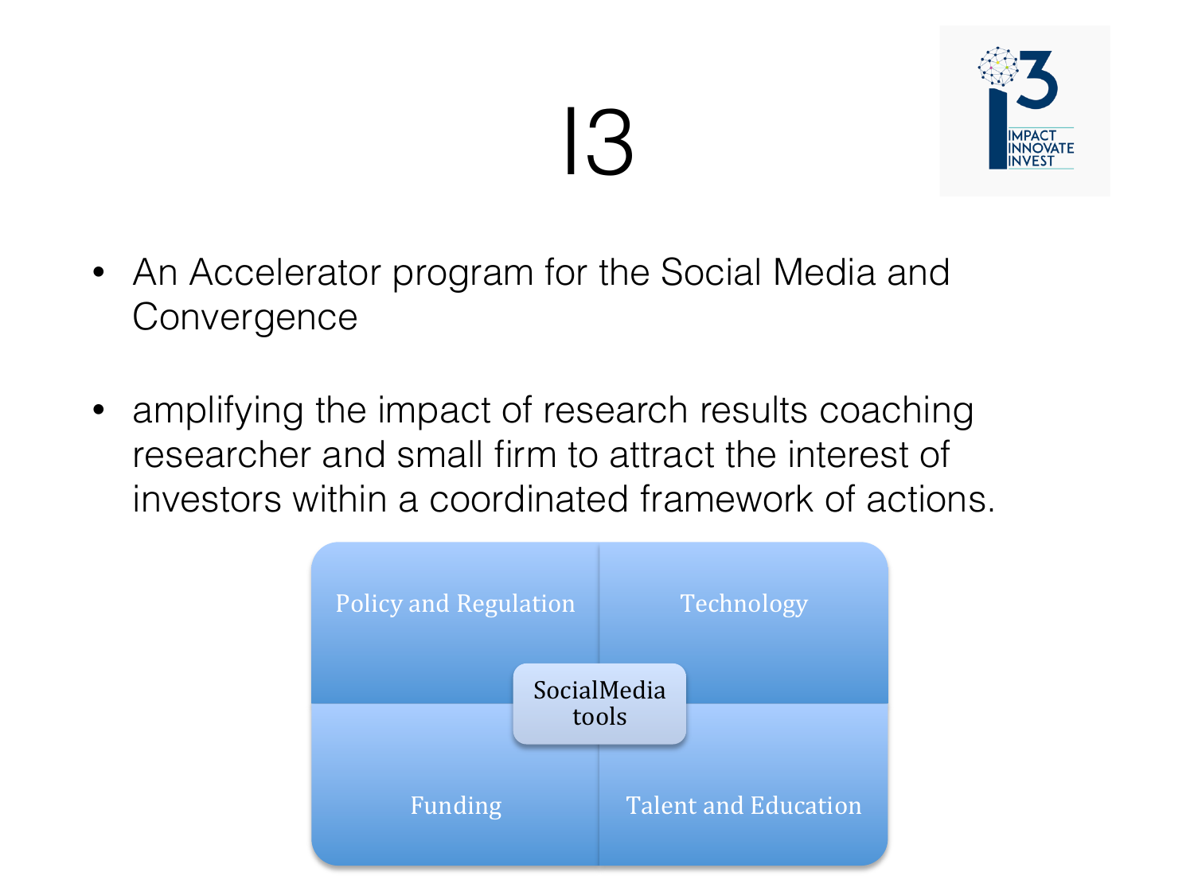# I3

IMPACT INNOVATE INVEST

- An Accelerator program for the Social Media and Convergence
- amplifying the impact of research results coaching researcher and small firm to attract the interest of investors within a coordinated framework of actions.

| Policy and Regulation | Technology |
|---|---|
| Funding | Talent and Education |

SocialMedia tools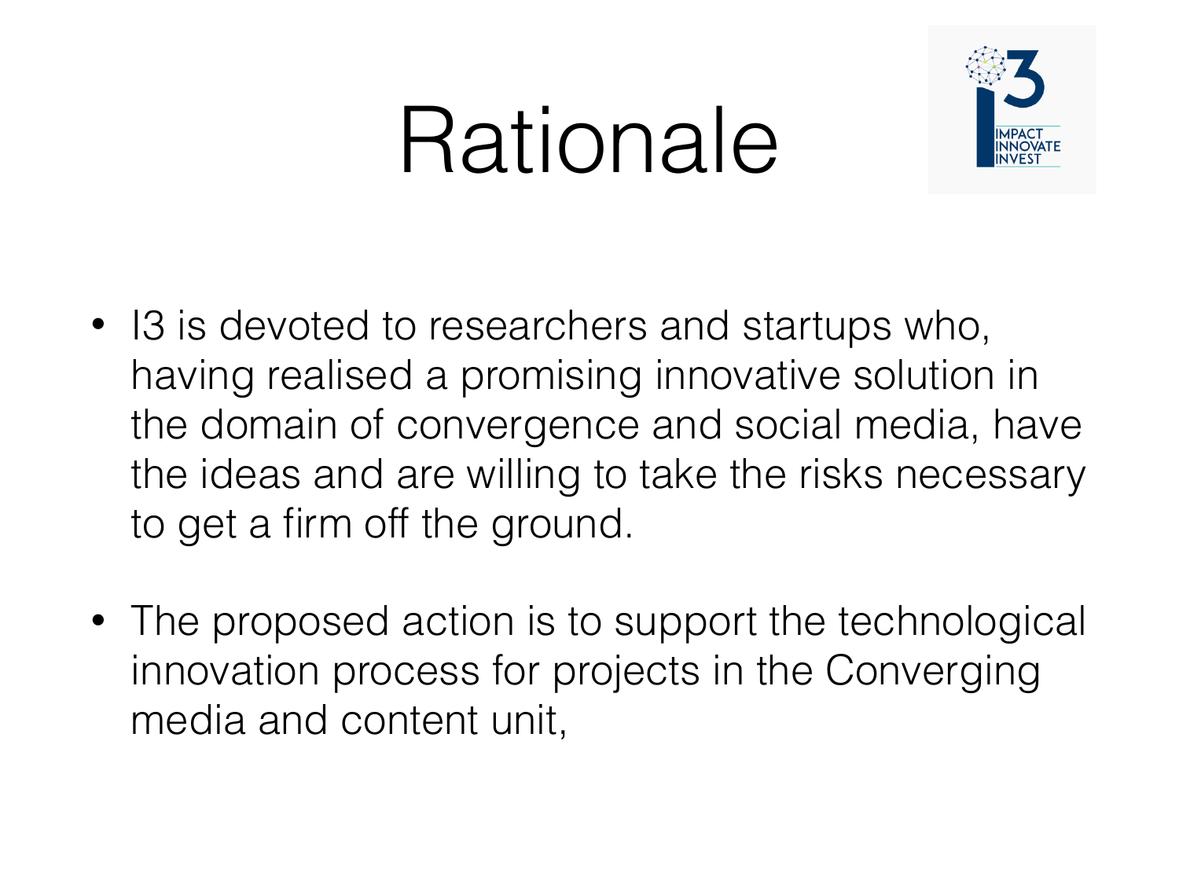# Rationale

- I3 is devoted to researchers and startups who, having realised a promising innovative solution in the domain of convergence and social media, have the ideas and are willing to take the risks necessary to get a firm off the ground.

- The proposed action is to support the technological innovation process for projects in the Converging media and content unit,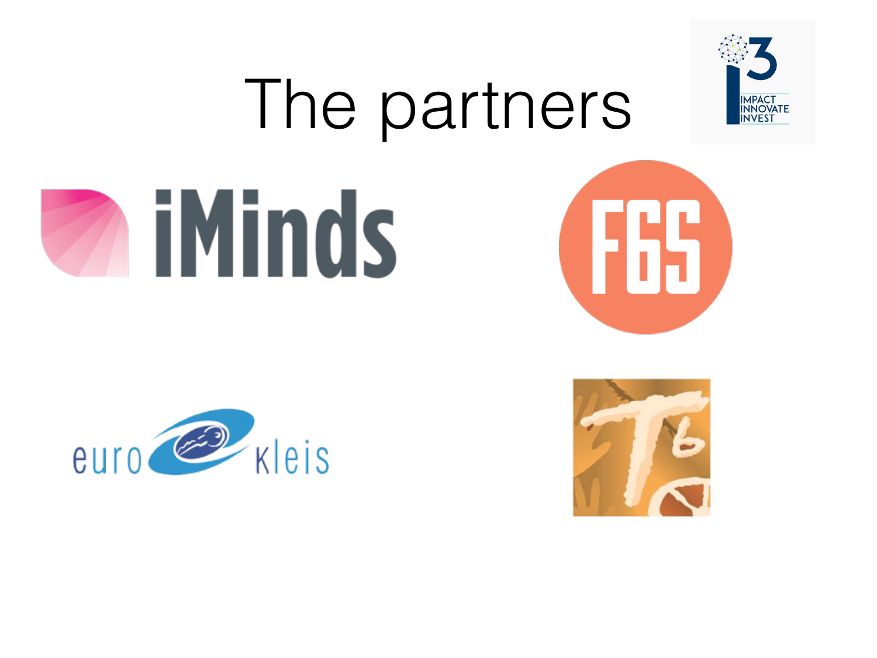# The partners

IMPACT INNOVATE INVEST

iMinds

F6S

euro kleis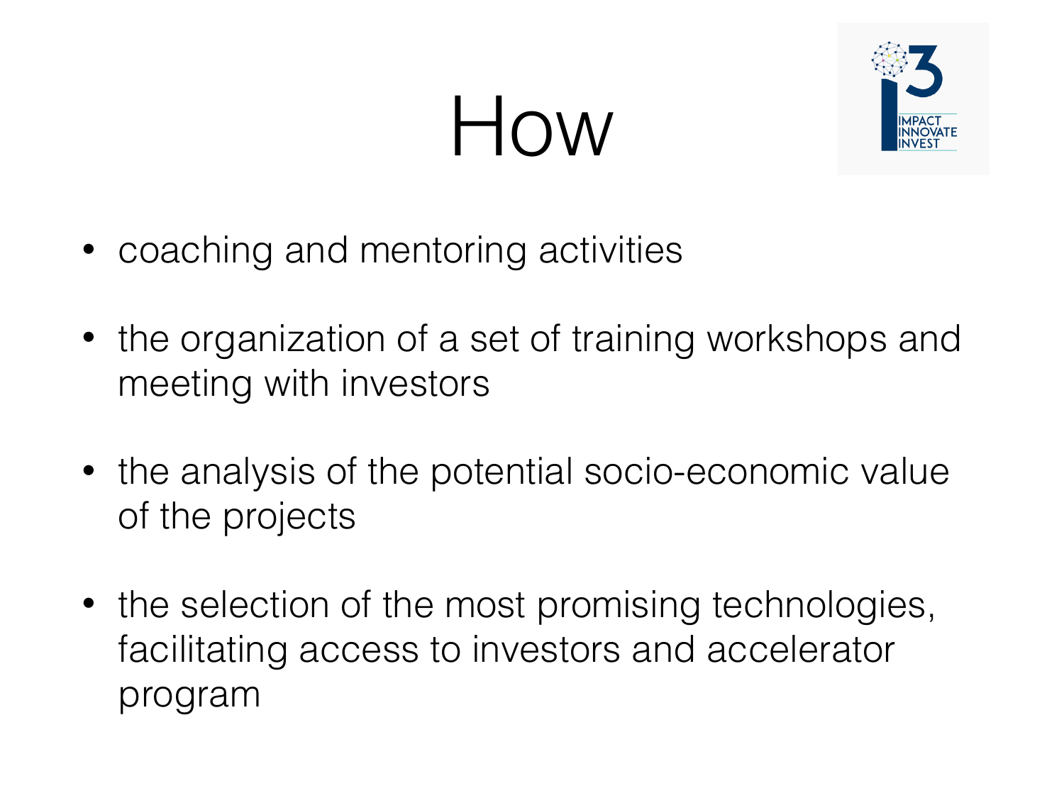# How

- coaching and mentoring activities
- the organization of a set of training workshops and meeting with investors
- the analysis of the potential socio-economic value of the projects
- the selection of the most promising technologies, facilitating access to investors and accelerator program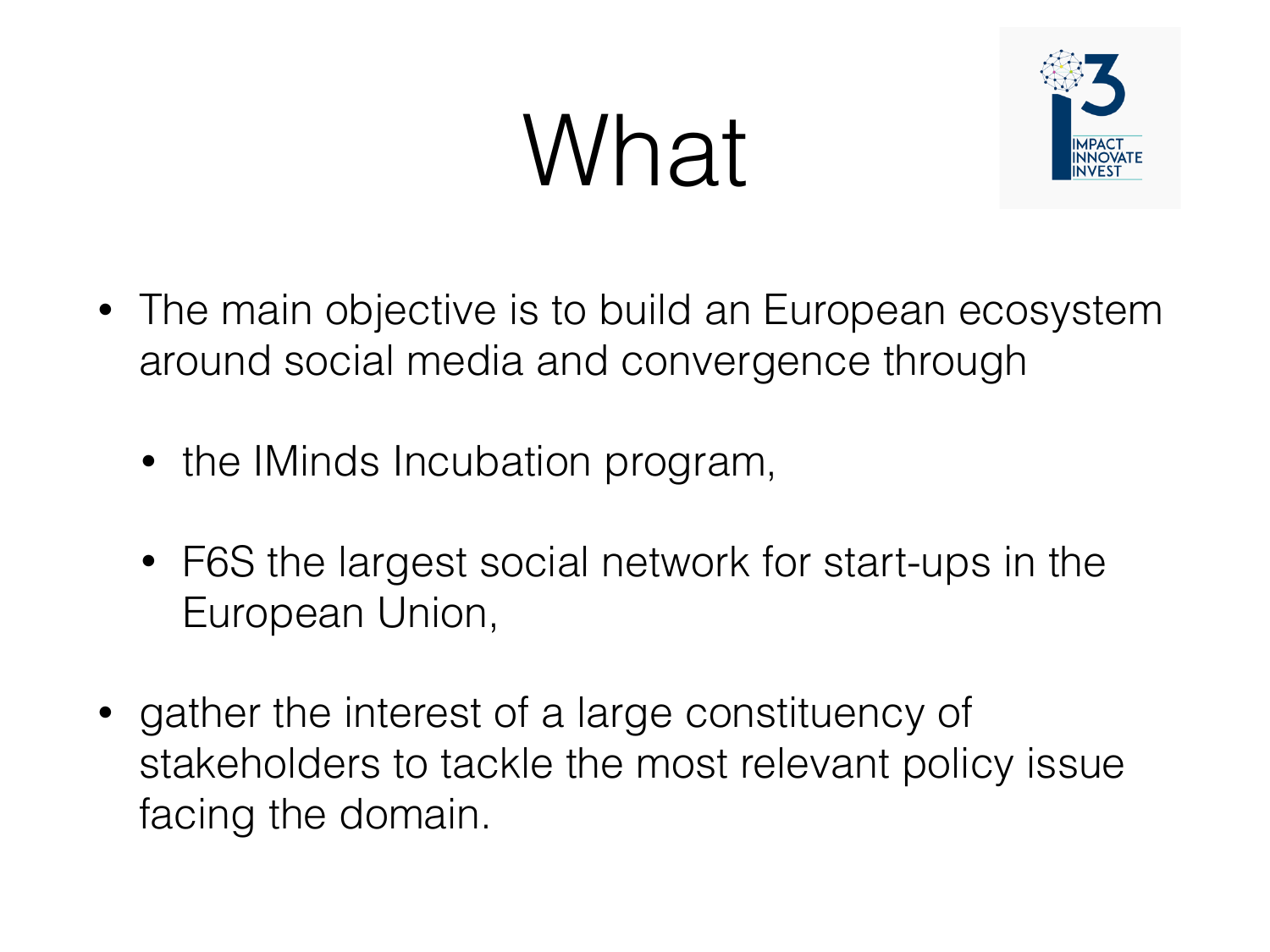# What

- The main objective is to build an European ecosystem around social media and convergence through
  - the IMinds Incubation program,
  - F6S the largest social network for start-ups in the European Union,
- gather the interest of a large constituency of stakeholders to tackle the most relevant policy issue facing the domain.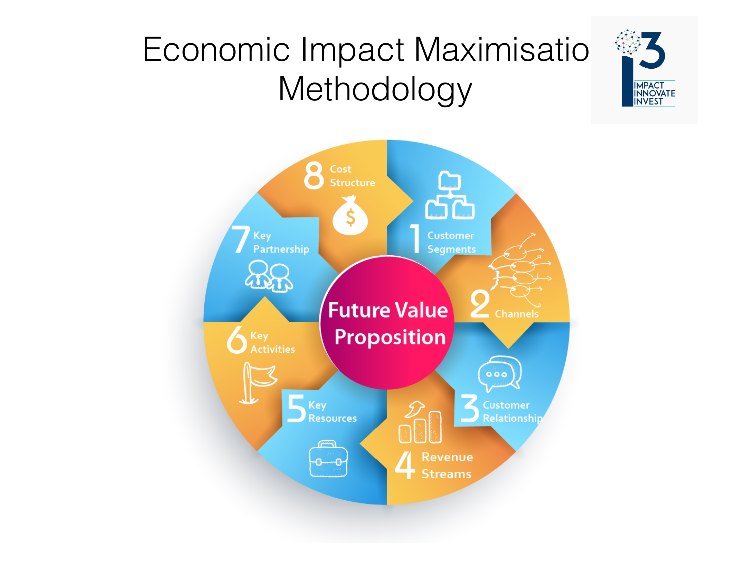# Economic Impact Maximisatio Methodology

IMPACT INNOVATE INVEST

**Future Value Proposition**

1. Customer Segments
2. Channels
3. Customer Relationship
4. Revenue Streams
5. Key Resources
6. Key Activities
7. Key Partnership
8. Cost Structure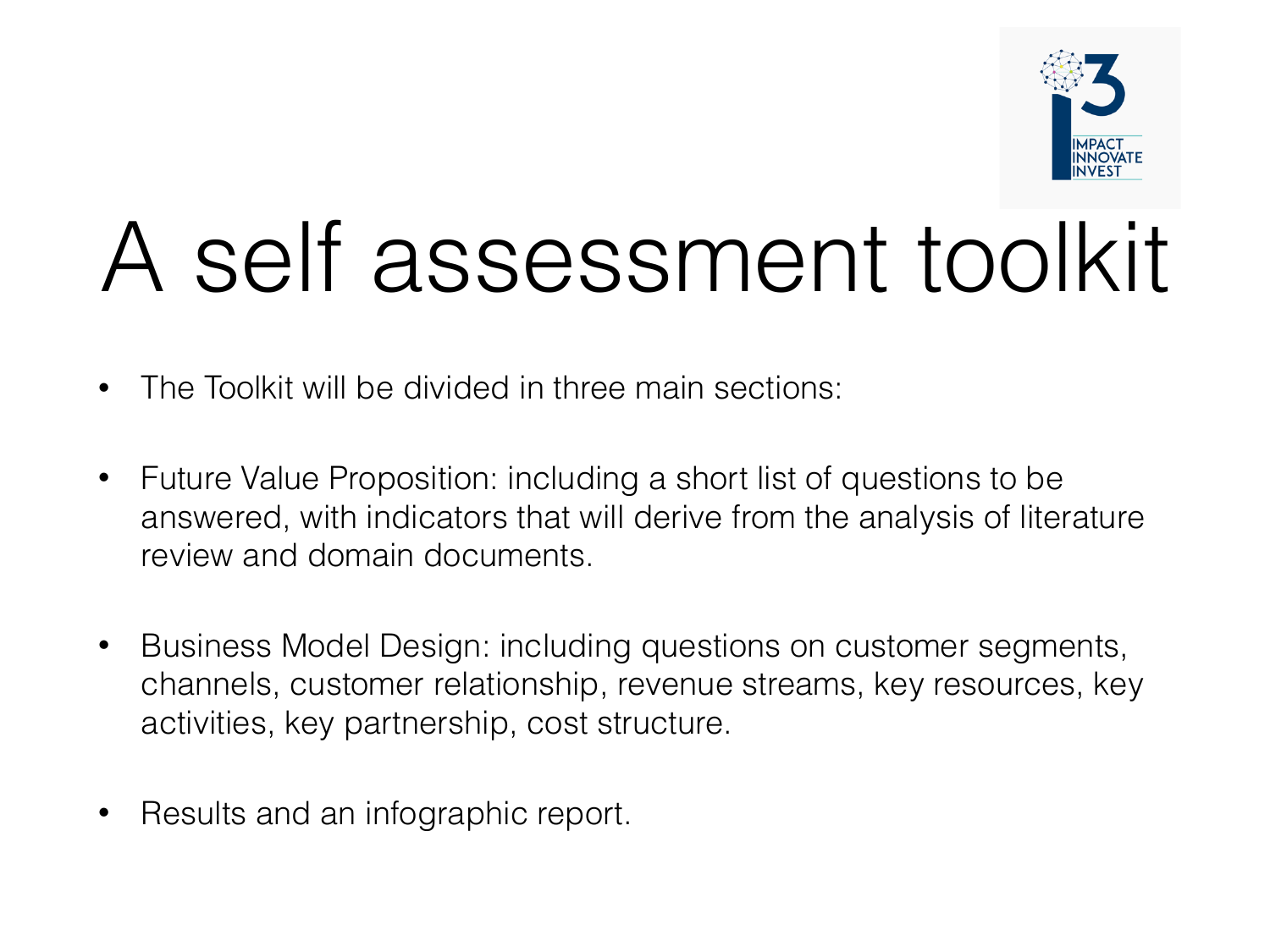# A self assessment toolkit

- The Toolkit will be divided in three main sections:
- Future Value Proposition: including a short list of questions to be answered, with indicators that will derive from the analysis of literature review and domain documents.
- Business Model Design: including questions on customer segments, channels, customer relationship, revenue streams, key resources, key activities, key partnership, cost structure.
- Results and an infographic report.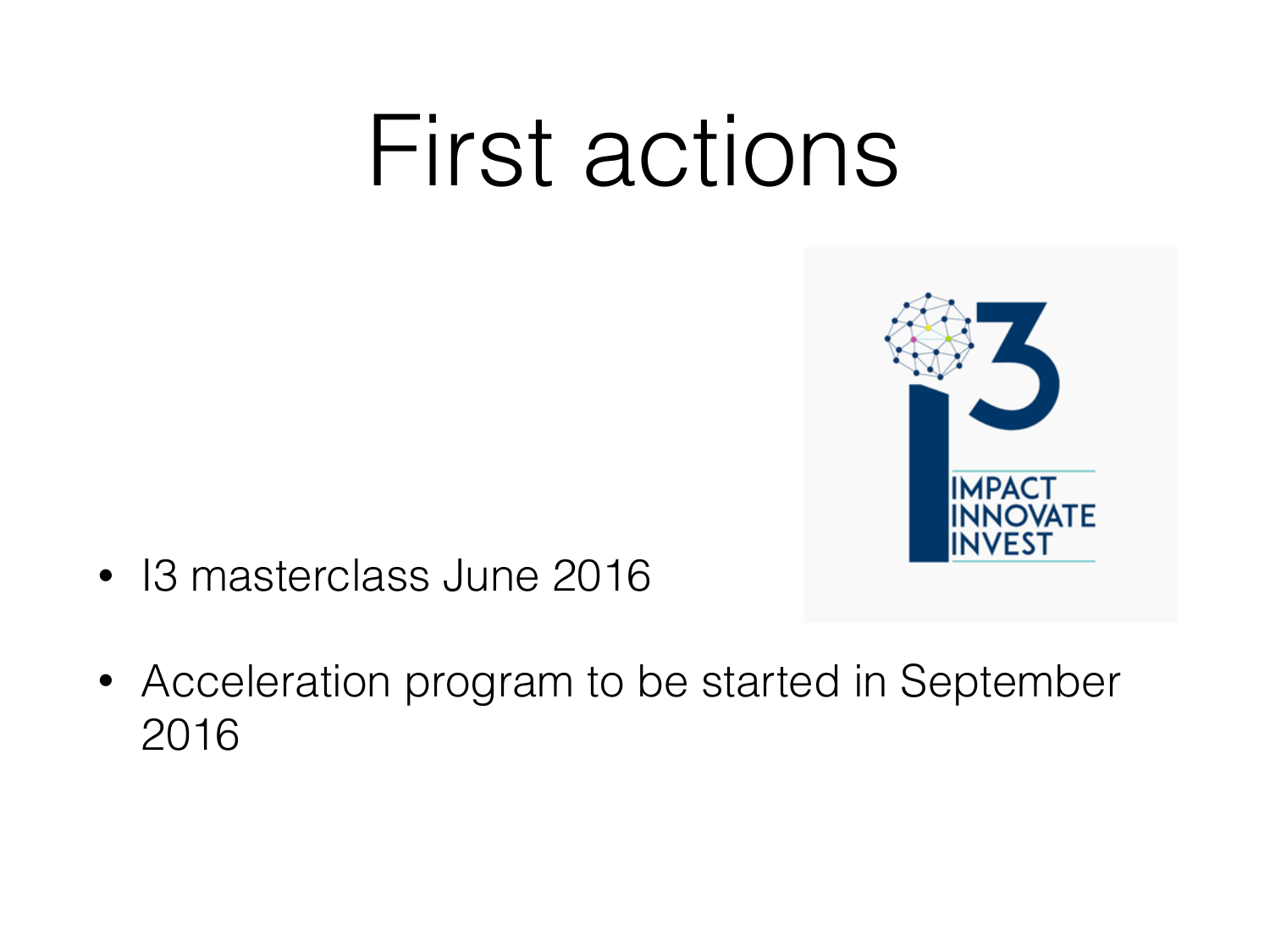# First actions

- I3 masterclass June 2016
- Acceleration program to be started in September 2016